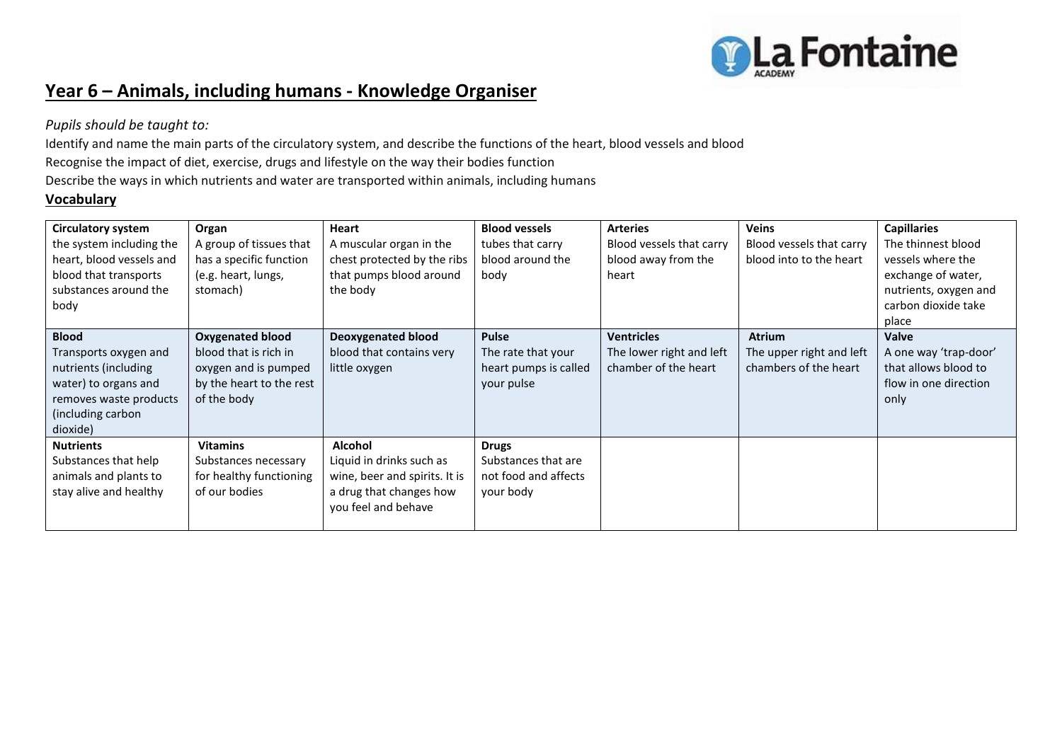# Year 6 – Animals, including humans - Knowledge Organiser

*Pupils should be taught to:*

Identify and name the main parts of the circulatory system, and describe the functions of the heart, blood vessels and blood

Recognise the impact of diet, exercise, drugs and lifestyle on the way their bodies function

Describe the ways in which nutrients and water are transported within animals, including humans

## Vocabulary

| **Circulatory system** the system including the heart, blood vessels and blood that transports substances around the body | **Organ** A group of tissues that has a specific function (e.g. heart, lungs, stomach) | **Heart** A muscular organ in the chest protected by the ribs that pumps blood around the body | **Blood vessels** tubes that carry blood around the body | **Arteries** Blood vessels that carry blood away from the heart | **Veins** Blood vessels that carry blood into to the heart | **Capillaries** The thinnest blood vessels where the exchange of water, nutrients, oxygen and carbon dioxide take place |
|---|---|---|---|---|---|---|
| **Blood** Transports oxygen and nutrients (including water) to organs and removes waste products (including carbon dioxide) | **Oxygenated blood** blood that is rich in oxygen and is pumped by the heart to the rest of the body | **Deoxygenated blood** blood that contains very little oxygen | **Pulse** The rate that your heart pumps is called your pulse | **Ventricles** The lower right and left chamber of the heart | **Atrium** The upper right and left chambers of the heart | **Valve** A one way 'trap-door' that allows blood to flow in one direction only |
| **Nutrients** Substances that help animals and plants to stay alive and healthy | **Vitamins** Substances necessary for healthy functioning of our bodies | **Alcohol** Liquid in drinks such as wine, beer and spirits. It is a drug that changes how you feel and behave | **Drugs** Substances that are not food and affects your body | | | |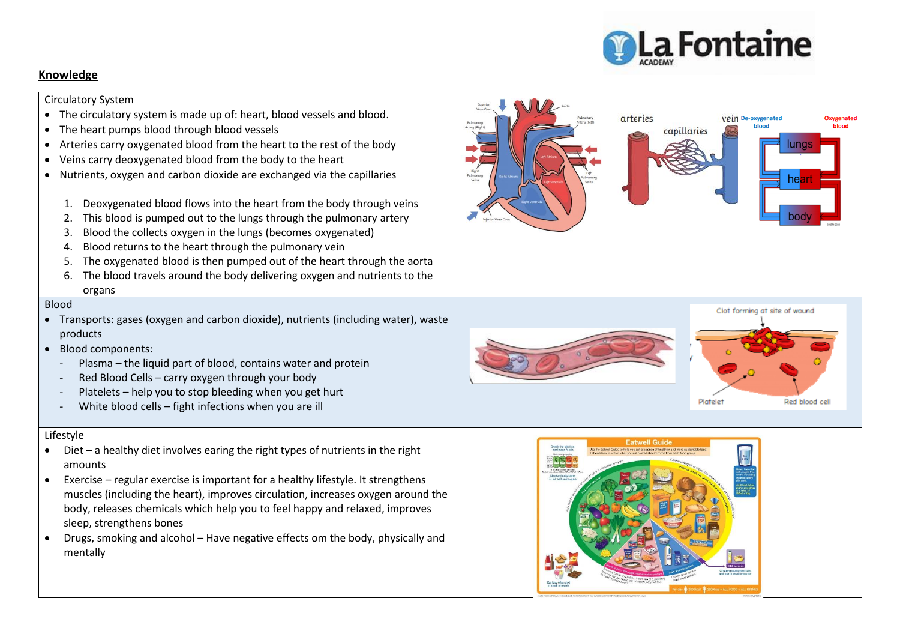## Knowledge

### Circulatory System

- The circulatory system is made up of: heart, blood vessels and blood.
- The heart pumps blood through blood vessels
- Arteries carry oxygenated blood from the heart to the rest of the body
- Veins carry deoxygenated blood from the body to the heart
- Nutrients, oxygen and carbon dioxide are exchanged via the capillaries

1. Deoxygenated blood flows into the heart from the body through veins
2. This blood is pumped out to the lungs through the pulmonary artery
3. Blood the collects oxygen in the lungs (becomes oxygenated)
4. Blood returns to the heart through the pulmonary vein
5. The oxygenated blood is then pumped out of the heart through the aorta
6. The blood travels around the body delivering oxygen and nutrients to the organs

### Blood

- Transports: gases (oxygen and carbon dioxide), nutrients (including water), waste products
- Blood components:
  - Plasma – the liquid part of blood, contains water and protein
  - Red Blood Cells – carry oxygen through your body
  - Platelets – help you to stop bleeding when you get hurt
  - White blood cells – fight infections when you are ill

### Lifestyle

- Diet – a healthy diet involves earing the right types of nutrients in the right amounts
- Exercise – regular exercise is important for a healthy lifestyle. It strengthens muscles (including the heart), improves circulation, increases oxygen around the body, releases chemicals which help you to feel happy and relaxed, improves sleep, strengthens bones
- Drugs, smoking and alcohol – Have negative effects om the body, physically and mentally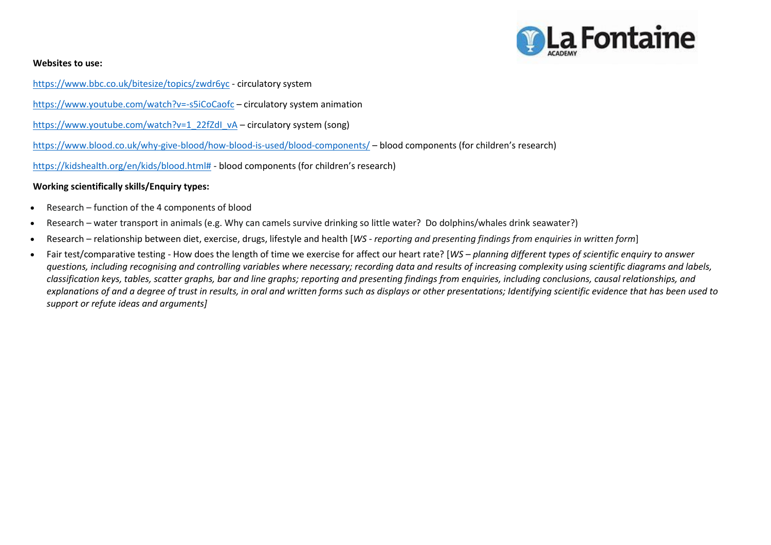**Websites to use:**

https://www.bbc.co.uk/bitesize/topics/zwdr6yc - circulatory system

https://www.youtube.com/watch?v=-s5iCoCaofc – circulatory system animation

https://www.youtube.com/watch?v=1_22fZdI_vA – circulatory system (song)

https://www.blood.co.uk/why-give-blood/how-blood-is-used/blood-components/ – blood components (for children's research)

https://kidshealth.org/en/kids/blood.html# - blood components (for children's research)

**Working scientifically skills/Enquiry types:**

- Research – function of the 4 components of blood
- Research – water transport in animals (e.g. Why can camels survive drinking so little water?  Do dolphins/whales drink seawater?)
- Research – relationship between diet, exercise, drugs, lifestyle and health [*WS - reporting and presenting findings from enquiries in written form*]
- Fair test/comparative testing - How does the length of time we exercise for affect our heart rate? [*WS – planning different types of scientific enquiry to answer questions, including recognising and controlling variables where necessary; recording data and results of increasing complexity using scientific diagrams and labels, classification keys, tables, scatter graphs, bar and line graphs; reporting and presenting findings from enquiries, including conclusions, causal relationships, and explanations of and a degree of trust in results, in oral and written forms such as displays or other presentations; Identifying scientific evidence that has been used to support or refute ideas and arguments]*